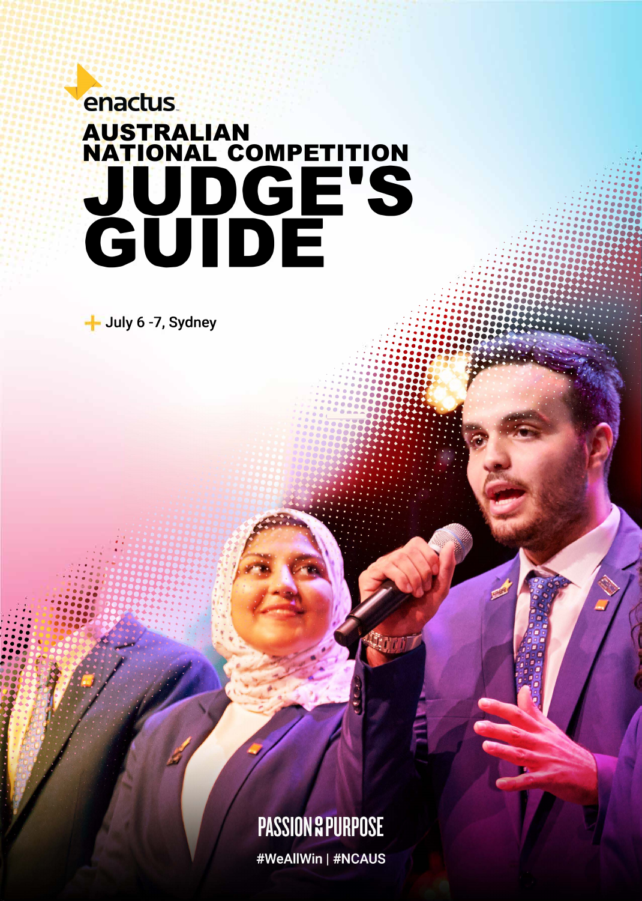enactus

# AUSTRALIAN NATIONAL COMPETITION JUDGE'S GUIDE

July 6 -7, Sydney

PASSION PURPOSE

#WeAllWin | #NCAUS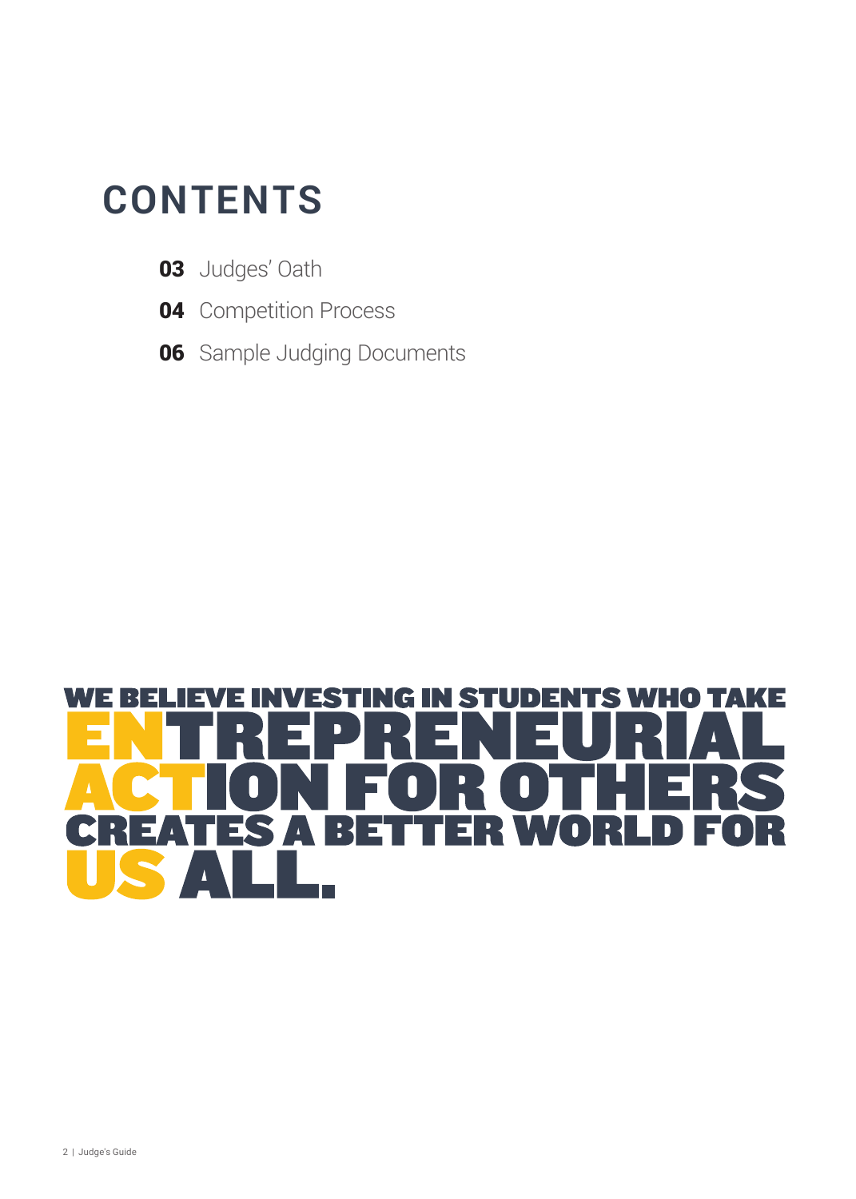# CONTENTS

**03** Judges' Oath

**04** Competition Process

**06** Sample Judging Documents

WE BELIEVE INVESTING IN STUDENTS WHO TAKE ENTREPRENEURIAL ACTION FOR OTHERS CREATES A BETTER WORLD FOR US ALL.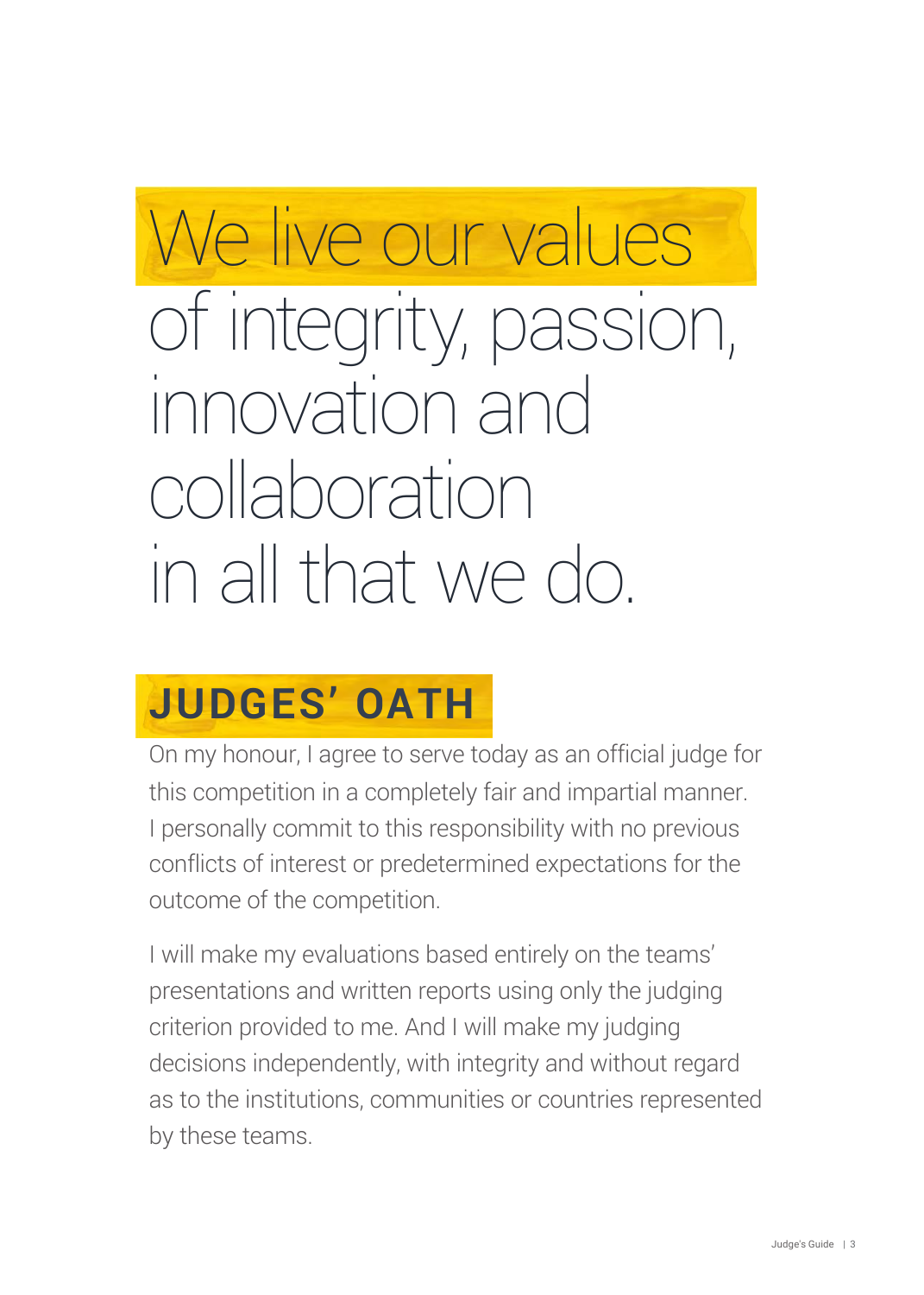# We live our values of integrity, passion, innovation and collaboration in all that we do.

## JUDGES' OATH

On my honour, I agree to serve today as an official judge for this competition in a completely fair and impartial manner. I personally commit to this responsibility with no previous conflicts of interest or predetermined expectations for the outcome of the competition.

I will make my evaluations based entirely on the teams' presentations and written reports using only the judging criterion provided to me. And I will make my judging decisions independently, with integrity and without regard as to the institutions, communities or countries represented by these teams.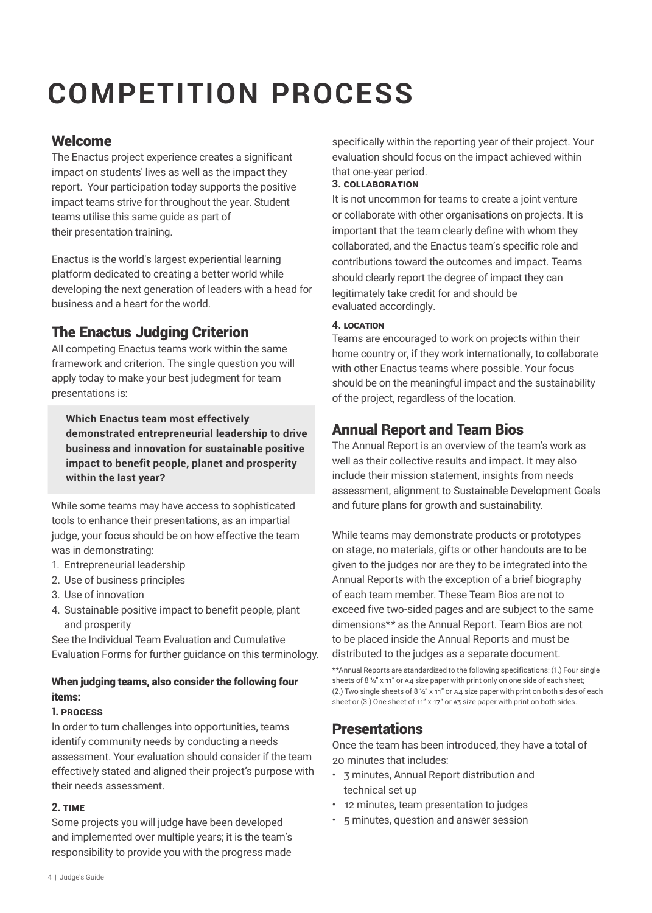# COMPETITION PROCESS

## Welcome

The Enactus project experience creates a significant impact on students' lives as well as the impact they report. Your participation today supports the positive impact teams strive for throughout the year. Student teams utilise this same guide as part of their presentation training.

Enactus is the world's largest experiential learning platform dedicated to creating a better world while developing the next generation of leaders with a head for business and a heart for the world.

## The Enactus Judging Criterion

All competing Enactus teams work within the same framework and criterion. The single question you will apply today to make your best judgement for team presentations is:

> **Which Enactus team most effectively demonstrated entrepreneurial leadership to drive business and innovation for sustainable positive impact to benefit people, planet and prosperity within the last year?**

While some teams may have access to sophisticated tools to enhance their presentations, as an impartial judge, your focus should be on how effective the team was in demonstrating:

1. Entrepreneurial leadership
2. Use of business principles
3. Use of innovation
4. Sustainable positive impact to benefit people, plant and prosperity

See the Individual Team Evaluation and Cumulative Evaluation Forms for further guidance on this terminology.

### When judging teams, also consider the following four items:

#### 1. PROCESS

In order to turn challenges into opportunities, teams identify community needs by conducting a needs assessment. Your evaluation should consider if the team effectively stated and aligned their project's purpose with their needs assessment.

#### 2. TIME

Some projects you will judge have been developed and implemented over multiple years; it is the team's responsibility to provide you with the progress made specifically within the reporting year of their project. Your evaluation should focus on the impact achieved within that one-year period.

#### 3. COLLABORATION

It is not uncommon for teams to create a joint venture or collaborate with other organisations on projects. It is important that the team clearly define with whom they collaborated, and the Enactus team's specific role and contributions toward the outcomes and impact. Teams should clearly report the degree of impact they can legitimately take credit for and should be evaluated accordingly.

#### 4. LOCATION

Teams are encouraged to work on projects within their home country or, if they work internationally, to collaborate with other Enactus teams where possible. Your focus should be on the meaningful impact and the sustainability of the project, regardless of the location.

## Annual Report and Team Bios

The Annual Report is an overview of the team's work as well as their collective results and impact. It may also include their mission statement, insights from needs assessment, alignment to Sustainable Development Goals and future plans for growth and sustainability.

While teams may demonstrate products or prototypes on stage, no materials, gifts or other handouts are to be given to the judges nor are they to be integrated into the Annual Reports with the exception of a brief biography of each team member. These Team Bios are not to exceed five two-sided pages and are subject to the same dimensions** as the Annual Report. Team Bios are not to be placed inside the Annual Reports and must be distributed to the judges as a separate document.

**Annual Reports are standardized to the following specifications: (1.) Four single sheets of 8 ½" x 11" or A4 size paper with print only on one side of each sheet; (2.) Two single sheets of 8 ½" x 11" or A4 size paper with print on both sides of each sheet or (3.) One sheet of 11" x 17" or A3 size paper with print on both sides.

## Presentations

Once the team has been introduced, they have a total of 20 minutes that includes:

- 3 minutes, Annual Report distribution and technical set up
- 12 minutes, team presentation to judges
- 5 minutes, question and answer session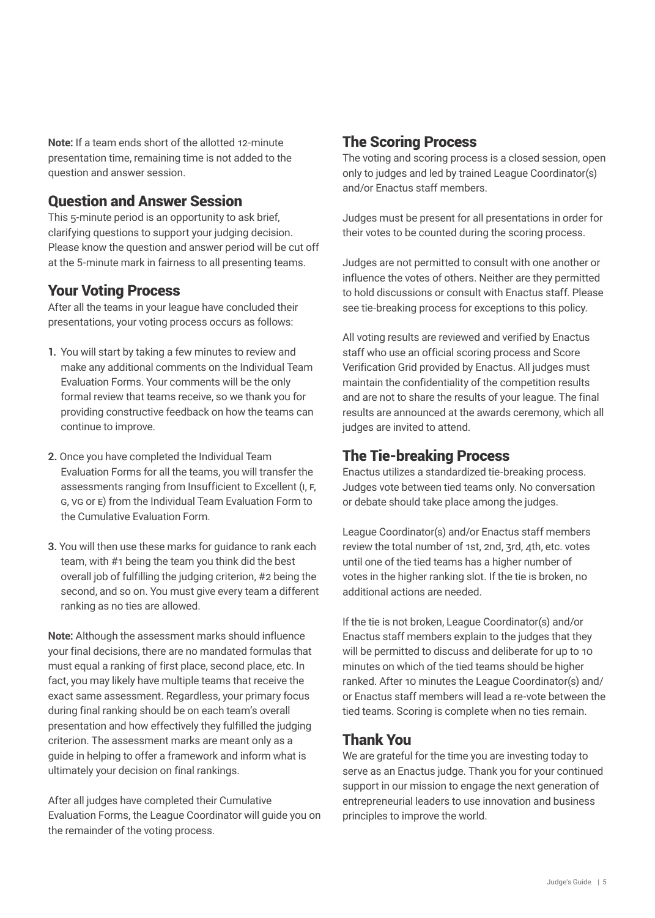**Note:** If a team ends short of the allotted 12-minute presentation time, remaining time is not added to the question and answer session.

## Question and Answer Session

This 5-minute period is an opportunity to ask brief, clarifying questions to support your judging decision. Please know the question and answer period will be cut off at the 5-minute mark in fairness to all presenting teams.

## Your Voting Process

After all the teams in your league have concluded their presentations, your voting process occurs as follows:

1. You will start by taking a few minutes to review and make any additional comments on the Individual Team Evaluation Forms. Your comments will be the only formal review that teams receive, so we thank you for providing constructive feedback on how the teams can continue to improve.
2. Once you have completed the Individual Team Evaluation Forms for all the teams, you will transfer the assessments ranging from Insufficient to Excellent (I, F, G, VG or E) from the Individual Team Evaluation Form to the Cumulative Evaluation Form.
3. You will then use these marks for guidance to rank each team, with #1 being the team you think did the best overall job of fulfilling the judging criterion, #2 being the second, and so on. You must give every team a different ranking as no ties are allowed.

**Note:** Although the assessment marks should influence your final decisions, there are no mandated formulas that must equal a ranking of first place, second place, etc. In fact, you may likely have multiple teams that receive the exact same assessment. Regardless, your primary focus during final ranking should be on each team's overall presentation and how effectively they fulfilled the judging criterion. The assessment marks are meant only as a guide in helping to offer a framework and inform what is ultimately your decision on final rankings.

After all judges have completed their Cumulative Evaluation Forms, the League Coordinator will guide you on the remainder of the voting process.

## The Scoring Process

The voting and scoring process is a closed session, open only to judges and led by trained League Coordinator(s) and/or Enactus staff members.

Judges must be present for all presentations in order for their votes to be counted during the scoring process.

Judges are not permitted to consult with one another or influence the votes of others. Neither are they permitted to hold discussions or consult with Enactus staff. Please see tie-breaking process for exceptions to this policy.

All voting results are reviewed and verified by Enactus staff who use an official scoring process and Score Verification Grid provided by Enactus. All judges must maintain the confidentiality of the competition results and are not to share the results of your league. The final results are announced at the awards ceremony, which all judges are invited to attend.

## The Tie-breaking Process

Enactus utilizes a standardized tie-breaking process. Judges vote between tied teams only. No conversation or debate should take place among the judges.

League Coordinator(s) and/or Enactus staff members review the total number of 1st, 2nd, 3rd, 4th, etc. votes until one of the tied teams has a higher number of votes in the higher ranking slot. If the tie is broken, no additional actions are needed.

If the tie is not broken, League Coordinator(s) and/or Enactus staff members explain to the judges that they will be permitted to discuss and deliberate for up to 10 minutes on which of the tied teams should be higher ranked. After 10 minutes the League Coordinator(s) and/or Enactus staff members will lead a re-vote between the tied teams. Scoring is complete when no ties remain.

## Thank You

We are grateful for the time you are investing today to serve as an Enactus judge. Thank you for your continued support in our mission to engage the next generation of entrepreneurial leaders to use innovation and business principles to improve the world.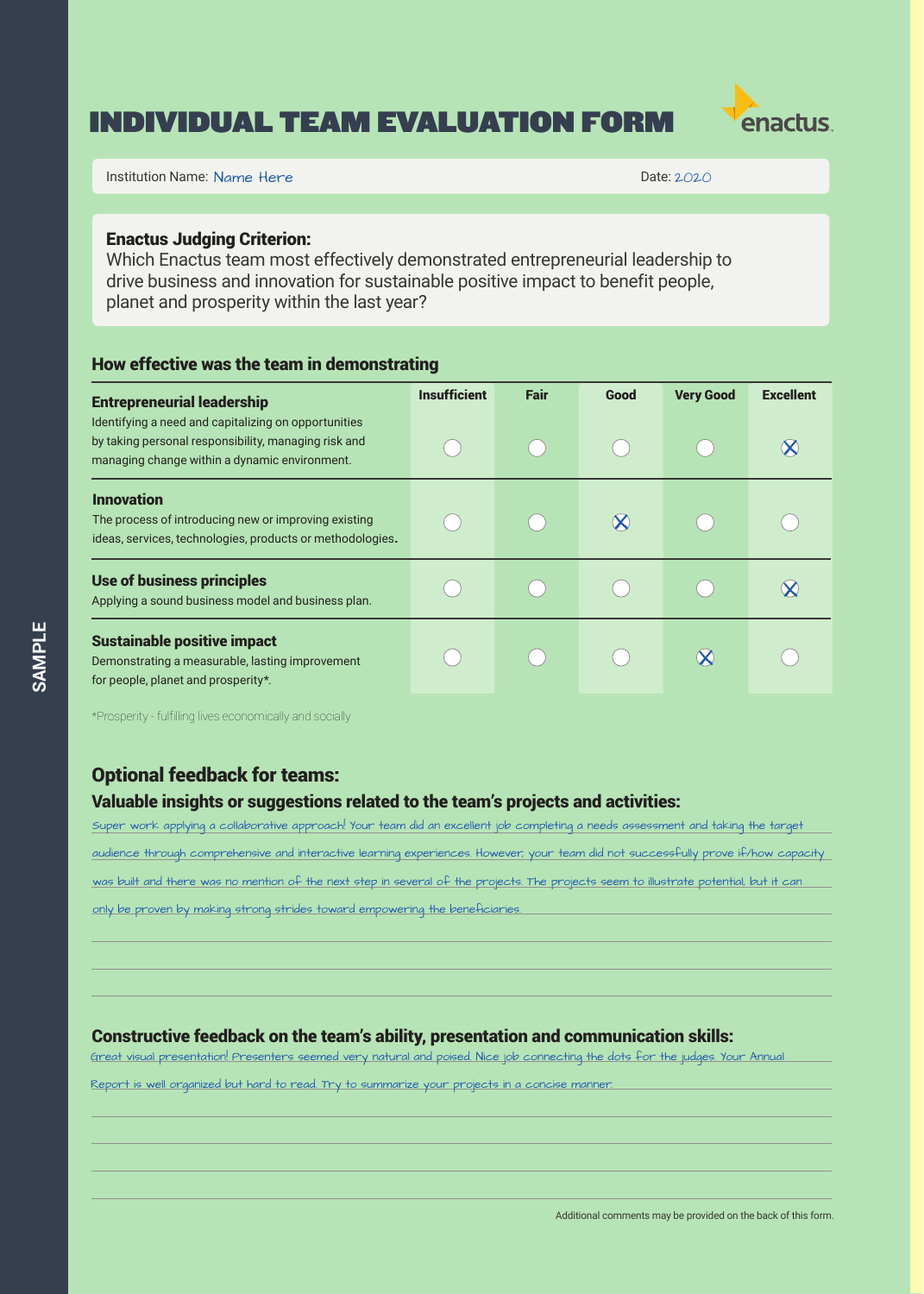SAMPLE

# INDIVIDUAL TEAM EVALUATION FORM

enactus

Institution Name: Name Here

Date: 2020

**Enactus Judging Criterion:**
Which Enactus team most effectively demonstrated entrepreneurial leadership to drive business and innovation for sustainable positive impact to benefit people, planet and prosperity within the last year?

## How effective was the team in demonstrating

| | Insufficient | Fair | Good | Very Good | Excellent |
|---|---|---|---|---|---|
| **Entrepreneurial leadership** Identifying a need and capitalizing on opportunities by taking personal responsibility, managing risk and managing change within a dynamic environment. | ○ | ○ | ○ | ○ | ☒ |
| **Innovation** The process of introducing new or improving existing ideas, services, technologies, products or methodologies. | ○ | ○ | ☒ | ○ | ○ |
| **Use of business principles** Applying a sound business model and business plan. | ○ | ○ | ○ | ○ | ☒ |
| **Sustainable positive impact** Demonstrating a measurable, lasting improvement for people, planet and prosperity*. | ○ | ○ | ○ | ☒ | ○ |

*Prosperity - fulfilling lives economically and socially

## Optional feedback for teams:

### Valuable insights or suggestions related to the team's projects and activities:

Super work applying a collaborative approach! Your team did an excellent job completing a needs assessment and taking the target audience through comprehensive and interactive learning experiences. However, your team did not successfully prove if/how capacity was built and there was no mention of the next step in several of the projects. The projects seem to illustrate potential, but it can only be proven by making strong strides toward empowering the beneficiaries.

### Constructive feedback on the team's ability, presentation and communication skills:

Great visual presentation! Presenters seemed very natural and poised. Nice job connecting the dots for the judges. Your Annual Report is well organized but hard to read. Try to summarize your projects in a concise manner.

Additional comments may be provided on the back of this form.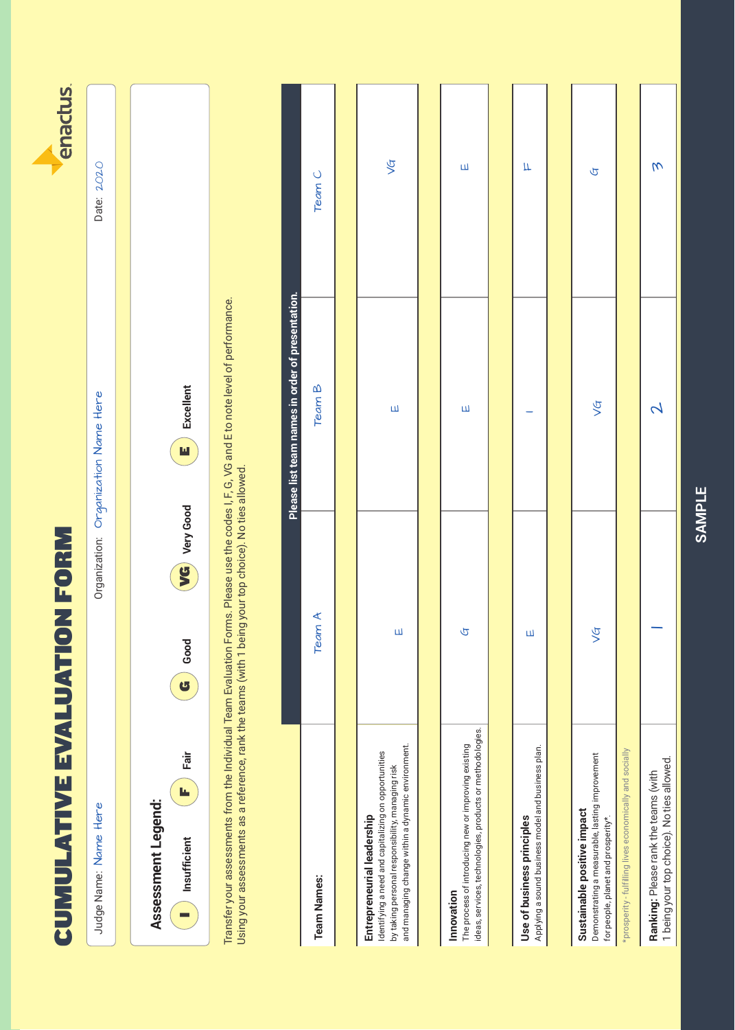# CUMULATIVE EVALUATION FORM

Judge Name: Name Here

Organization: Organization Name Here

Date: 2020

**Assessment Legend:**

**I** Insufficient  **F** Fair  **G** Good  **VG** Very Good  **E** Excellent

Transfer your assessments from the Individual Team Evaluation Forms. Please use the codes I, F, G, VG and E to note level of performance. Using your assessments as a reference, rank the teams (with 1 being your top choice). No ties allowed.

| | Please list team names in order of presentation. | | |
| --- | --- | --- | --- |
| **Team Names:** | Team A | Team B | Team C |
| **Entrepreneurial leadership** Identifying a need and capitalizing on opportunities by taking personal responsibility, managing risk and managing change within a dynamic environment. | E | E | VG |
| **Innovation** The process of introducing new or improving existing ideas, services, technologies, products or methodologies. | G | E | E |
| **Use of business principles** Applying a sound business model and business plan. | E | I | F |
| **Sustainable positive impact** Demonstrating a measurable, lasting improvement for people, planet and prosperity*. | VG | VG | G |
| **Ranking:** Please rank the teams (with 1 being your top choice). No ties allowed. | 1 | 2 | 3 |

*prosperity - fulfilling lives economically and socially

SAMPLE